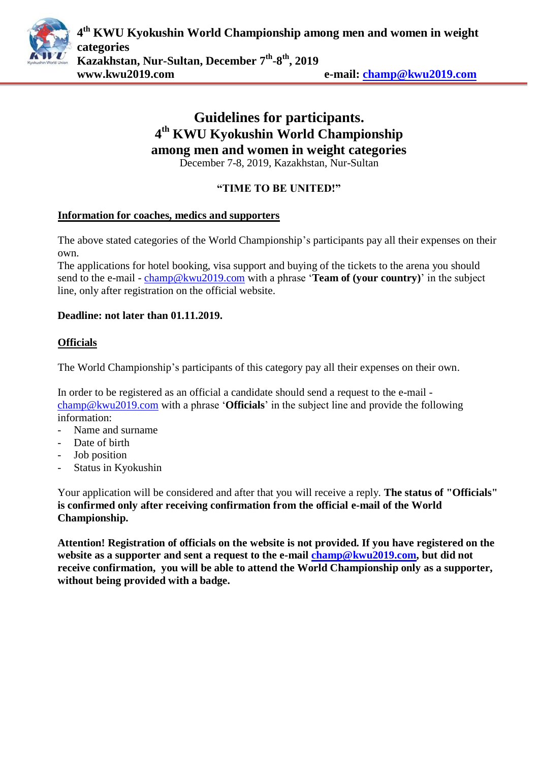# Guidelines for participants.
## 4th KWU Kyokushin World Championship among men and women in weight categories

December 7-8, 2019, Kazakhstan, Nur-Sultan

**"TIME TO BE UNITED!"**

**Information for coaches, medics and supporters**

The above stated categories of the World Championship's participants pay all their expenses on their own.
The applications for hotel booking, visa support and buying of the tickets to the arena you should send to the e-mail - champ@kwu2019.com with a phrase '**Team of (your country)**' in the subject line, only after registration on the official website.

**Deadline: not later than 01.11.2019.**

**Officials**

The World Championship's participants of this category pay all their expenses on their own.

In order to be registered as an official a candidate should send a request to the e-mail - champ@kwu2019.com with a phrase '**Officials**' in the subject line and provide the following information:

- Name and surname
- Date of birth
- Job position
- Status in Kyokushin

Your application will be considered and after that you will receive a reply. **The status of "Officials" is confirmed only after receiving confirmation from the official e-mail of the World Championship.**

**Attention! Registration of officials on the website is not provided. If you have registered on the website as a supporter and sent a request to the e-mail champ@kwu2019.com, but did not receive confirmation, you will be able to attend the World Championship only as a supporter, without being provided with a badge.**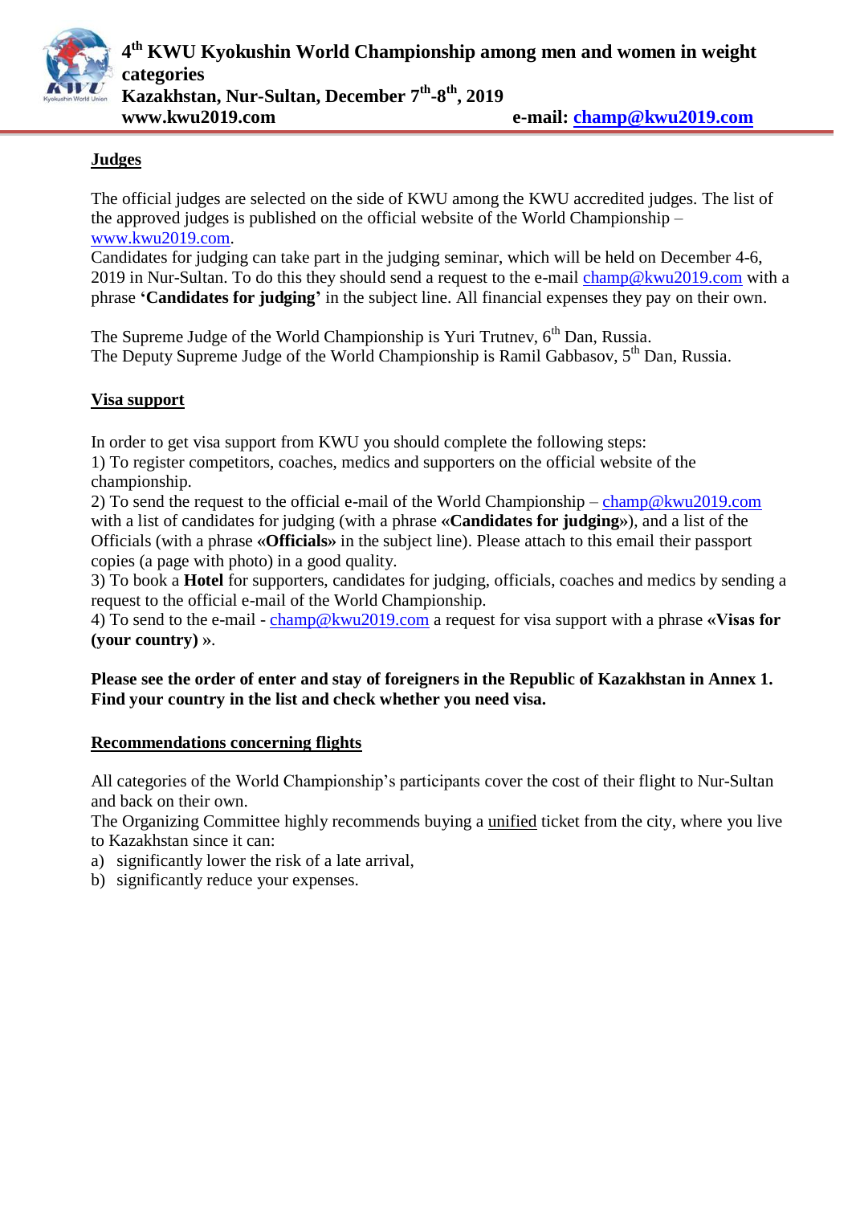## Judges

The official judges are selected on the side of KWU among the KWU accredited judges. The list of the approved judges is published on the official website of the World Championship – www.kwu2019.com.
Candidates for judging can take part in the judging seminar, which will be held on December 4-6, 2019 in Nur-Sultan. To do this they should send a request to the e-mail champ@kwu2019.com with a phrase **'Candidates for judging'** in the subject line. All financial expenses they pay on their own.

The Supreme Judge of the World Championship is Yuri Trutnev, 6th Dan, Russia.
The Deputy Supreme Judge of the World Championship is Ramil Gabbasov, 5th Dan, Russia.

## Visa support

In order to get visa support from KWU you should complete the following steps:
1) To register competitors, coaches, medics and supporters on the official website of the championship.
2) To send the request to the official e-mail of the World Championship – champ@kwu2019.com with a list of candidates for judging (with a phrase **«Candidates for judging»**), and a list of the Officials (with a phrase **«Officials»** in the subject line). Please attach to this email their passport copies (a page with photo) in a good quality.
3) To book a **Hotel** for supporters, candidates for judging, officials, coaches and medics by sending a request to the official e-mail of the World Championship.
4) To send to the e-mail - champ@kwu2019.com a request for visa support with a phrase **«Visas for (your country)** ».

**Please see the order of enter and stay of foreigners in the Republic of Kazakhstan in Annex 1. Find your country in the list and check whether you need visa.**

## Recommendations concerning flights

All categories of the World Championship's participants cover the cost of their flight to Nur-Sultan and back on their own.
The Organizing Committee highly recommends buying a unified ticket from the city, where you live to Kazakhstan since it can:
a) significantly lower the risk of a late arrival,
b) significantly reduce your expenses.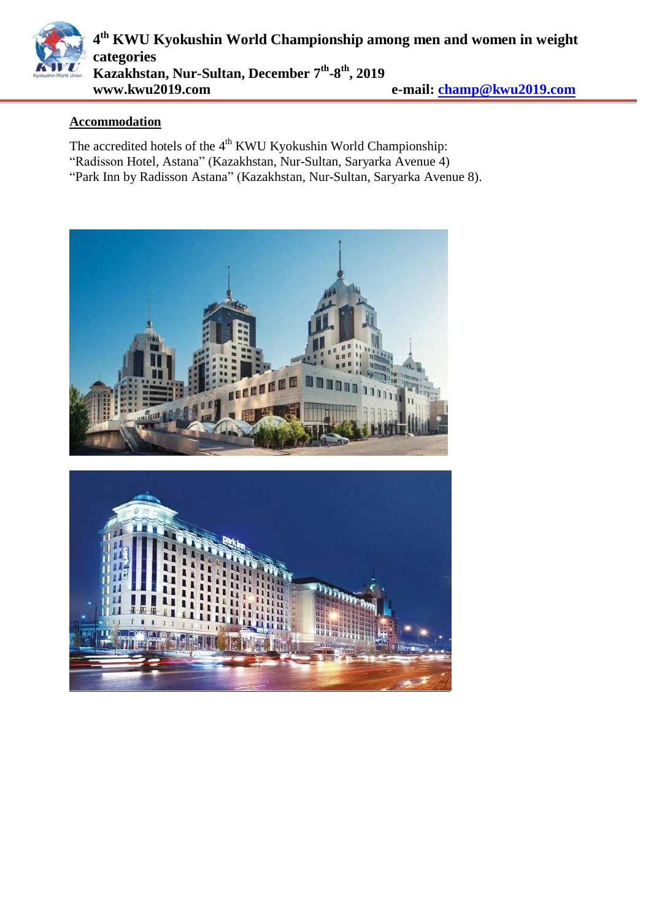## Accommodation

The accredited hotels of the 4th KWU Kyokushin World Championship:
"Radisson Hotel, Astana" (Kazakhstan, Nur-Sultan, Saryarka Avenue 4)
"Park Inn by Radisson Astana" (Kazakhstan, Nur-Sultan, Saryarka Avenue 8).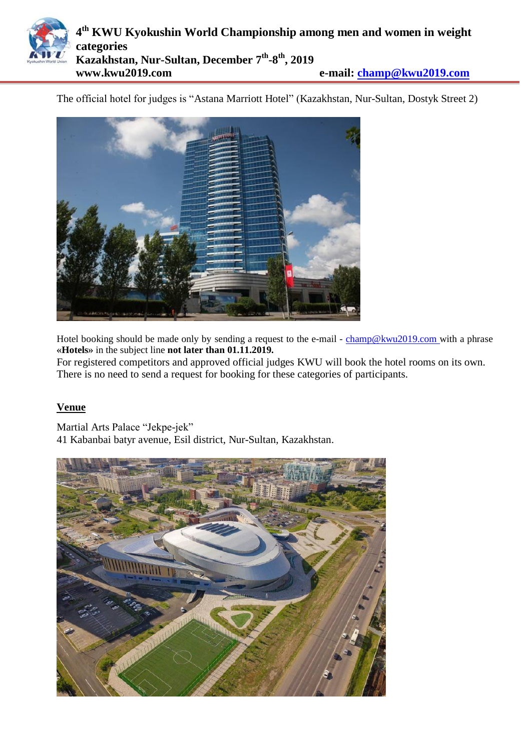The official hotel for judges is "Astana Marriott Hotel" (Kazakhstan, Nur-Sultan, Dostyk Street 2)

Hotel booking should be made only by sending a request to the e-mail - champ@kwu2019.com with a phrase **«Hotels»** in the subject line **not later than 01.11.2019.**

For registered competitors and approved official judges KWU will book the hotel rooms on its own. There is no need to send a request for booking for these categories of participants.

## Venue

Martial Arts Palace "Jekpe-jek"
41 Kabanbai batyr avenue, Esil district, Nur-Sultan, Kazakhstan.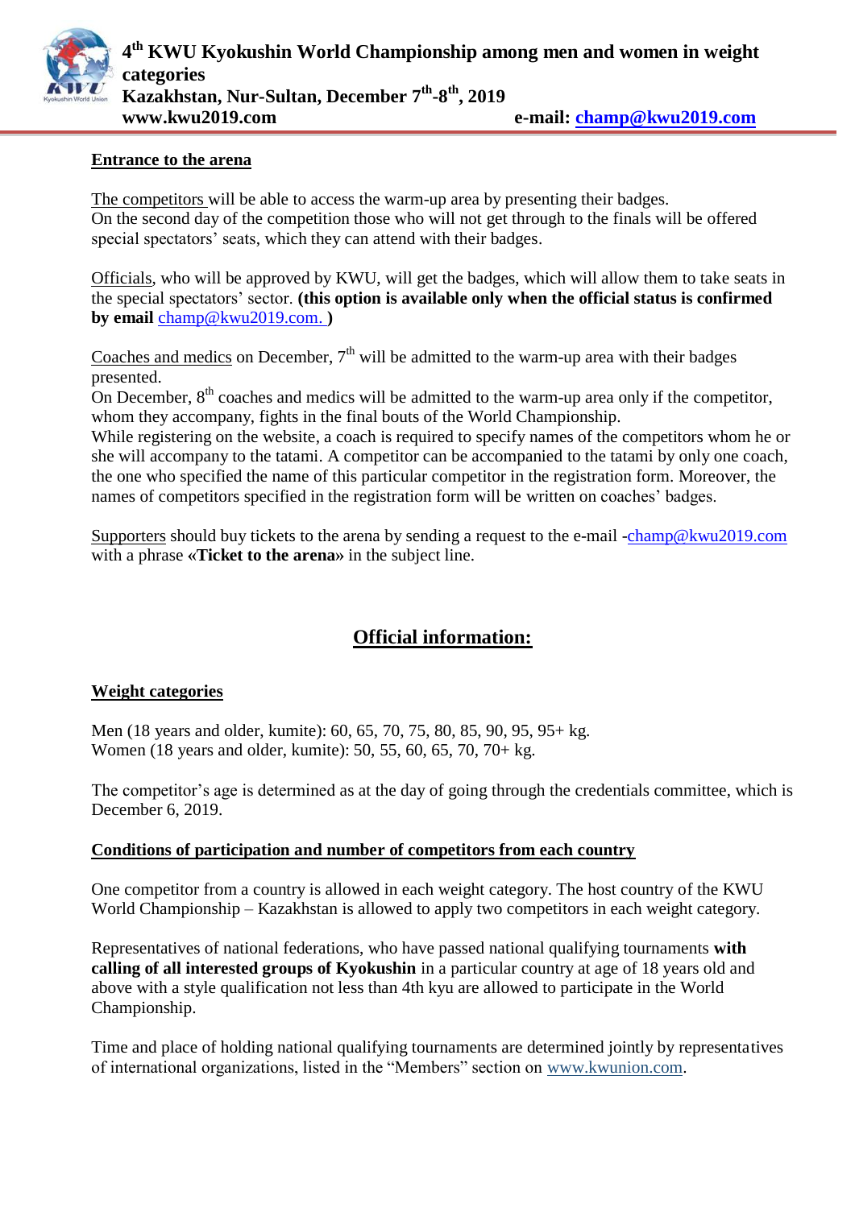## Entrance to the arena

The competitors will be able to access the warm-up area by presenting their badges.
On the second day of the competition those who will not get through to the finals will be offered special spectators' seats, which they can attend with their badges.

Officials, who will be approved by KWU, will get the badges, which will allow them to take seats in the special spectators' sector. **(this option is available only when the official status is confirmed by email** champ@kwu2019.com. **)**

Coaches and medics on December, 7th will be admitted to the warm-up area with their badges presented.
On December, 8th coaches and medics will be admitted to the warm-up area only if the competitor, whom they accompany, fights in the final bouts of the World Championship.
While registering on the website, a coach is required to specify names of the competitors whom he or she will accompany to the tatami. A competitor can be accompanied to the tatami by only one coach, the one who specified the name of this particular competitor in the registration form. Moreover, the names of competitors specified in the registration form will be written on coaches' badges.

Supporters should buy tickets to the arena by sending a request to the e-mail -champ@kwu2019.com with a phrase **«Ticket to the arena»** in the subject line.

# Official information:

## Weight categories

Men (18 years and older, kumite): 60, 65, 70, 75, 80, 85, 90, 95, 95+ kg.
Women (18 years and older, kumite): 50, 55, 60, 65, 70, 70+ kg.

The competitor's age is determined as at the day of going through the credentials committee, which is December 6, 2019.

## Conditions of participation and number of competitors from each country

One competitor from a country is allowed in each weight category. The host country of the KWU World Championship – Kazakhstan is allowed to apply two competitors in each weight category.

Representatives of national federations, who have passed national qualifying tournaments **with calling of all interested groups of Kyokushin** in a particular country at age of 18 years old and above with a style qualification not less than 4th kyu are allowed to participate in the World Championship.

Time and place of holding national qualifying tournaments are determined jointly by representatives of international organizations, listed in the "Members" section on www.kwunion.com.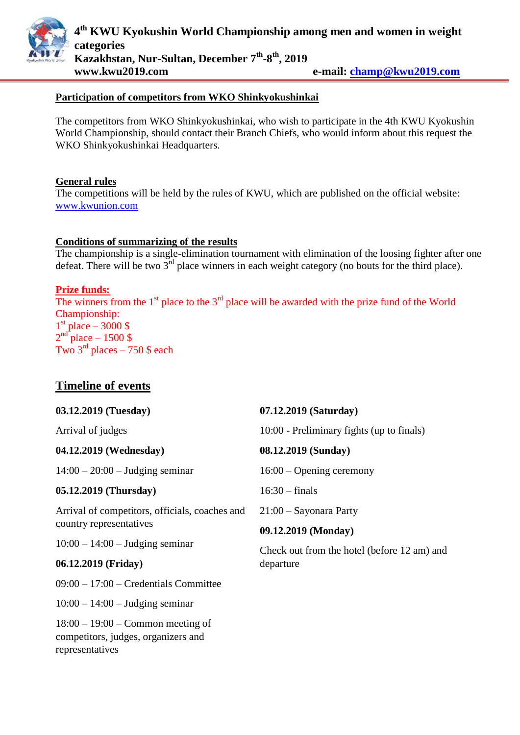## Participation of competitors from WKO Shinkyokushinkai

The competitors from WKO Shinkyokushinkai, who wish to participate in the 4th KWU Kyokushin World Championship, should contact their Branch Chiefs, who would inform about this request the WKO Shinkyokushinkai Headquarters.

## General rules

The competitions will be held by the rules of KWU, which are published on the official website: www.kwunion.com

## Conditions of summarizing of the results

The championship is a single-elimination tournament with elimination of the loosing fighter after one defeat. There will be two 3rd place winners in each weight category (no bouts for the third place).

## Prize funds:

The winners from the 1st place to the 3rd place will be awarded with the prize fund of the World Championship:

1st place – 3000 $
2nd place – 1500 $
Two 3rd places – 750 $ each

## Timeline of events

**03.12.2019 (Tuesday)**

Arrival of judges

**04.12.2019 (Wednesday)**

14:00 – 20:00 – Judging seminar

**05.12.2019 (Thursday)**

Arrival of competitors, officials, coaches and country representatives

10:00 – 14:00 – Judging seminar

**06.12.2019 (Friday)**

09:00 – 17:00 – Credentials Committee

10:00 – 14:00 – Judging seminar

18:00 – 19:00 – Common meeting of competitors, judges, organizers and representatives

**07.12.2019 (Saturday)**

10:00 - Preliminary fights (up to finals)

**08.12.2019 (Sunday)**

16:00 – Opening ceremony

16:30 – finals

21:00 – Sayonara Party

**09.12.2019 (Monday)**

Check out from the hotel (before 12 am) and departure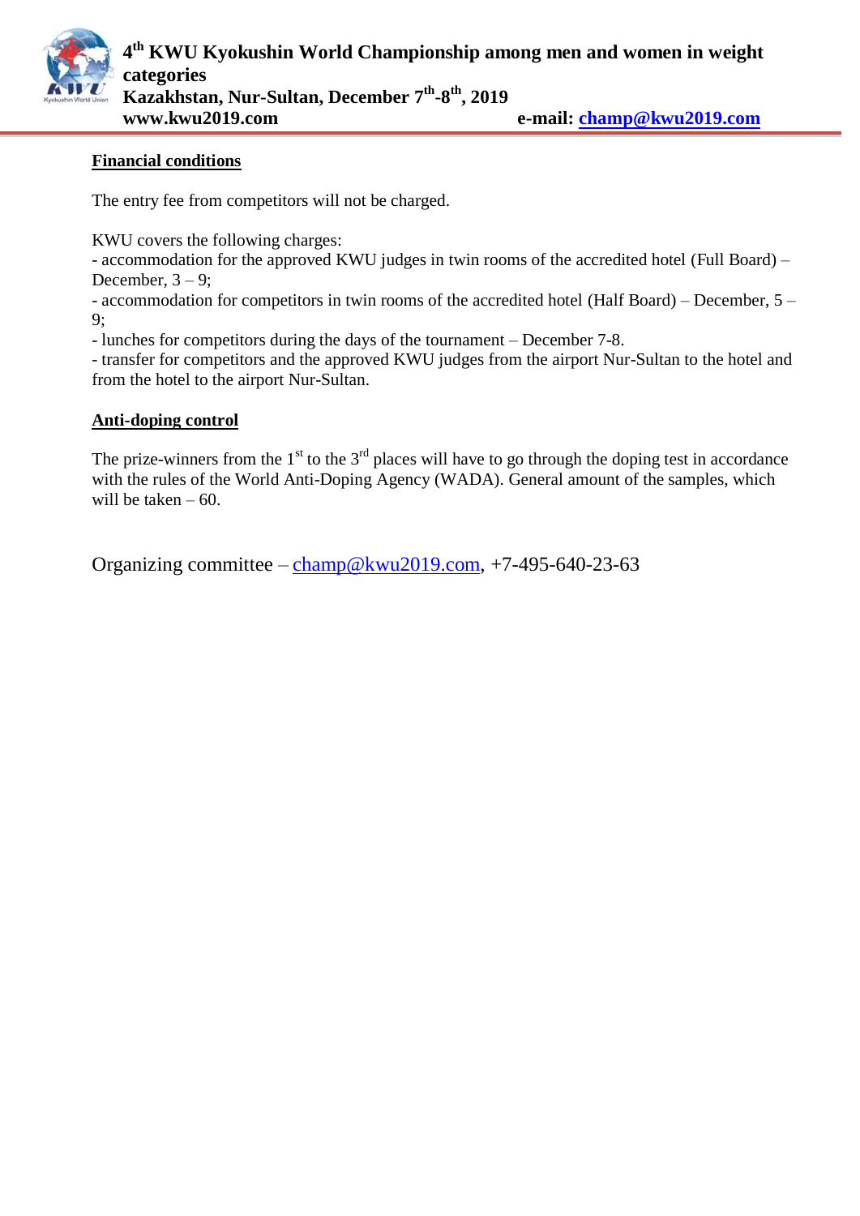## Financial conditions

The entry fee from competitors will not be charged.

KWU covers the following charges:
- accommodation for the approved KWU judges in twin rooms of the accredited hotel (Full Board) – December, 3 – 9;
- accommodation for competitors in twin rooms of the accredited hotel (Half Board) – December, 5 – 9;
- lunches for competitors during the days of the tournament – December 7-8.
- transfer for competitors and the approved KWU judges from the airport Nur-Sultan to the hotel and from the hotel to the airport Nur-Sultan.

## Anti-doping control

The prize-winners from the 1st to the 3rd places will have to go through the doping test in accordance with the rules of the World Anti-Doping Agency (WADA). General amount of the samples, which will be taken – 60.

Organizing committee – champ@kwu2019.com, +7-495-640-23-63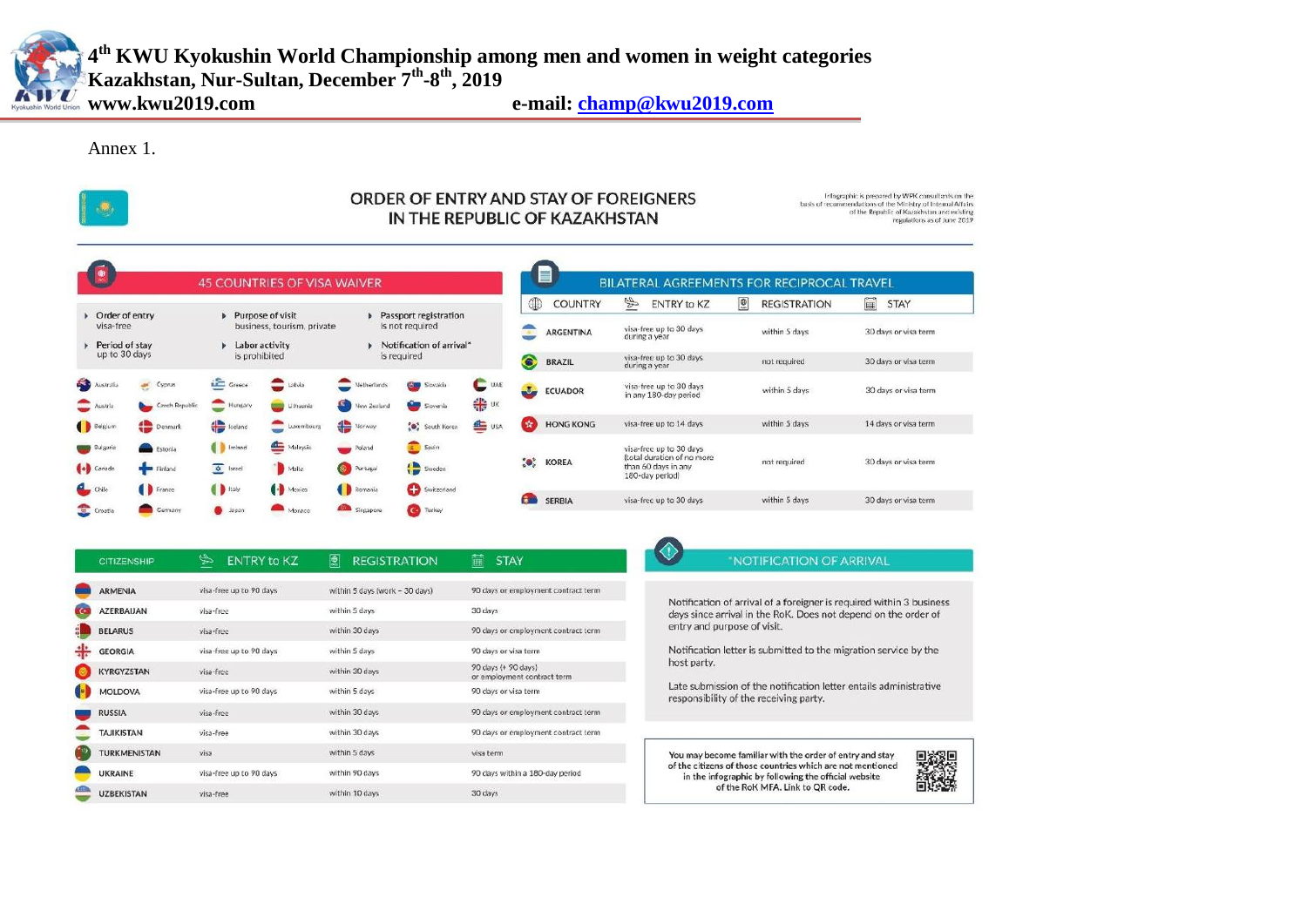# 4th KWU Kyokushin World Championship among men and women in weight categories

**Kazakhstan, Nur-Sultan, December 7th-8th, 2019**

**www.kwu2019.com** **e-mail: champ@kwu2019.com**

Annex 1.

## ORDER OF ENTRY AND STAY OF FOREIGNERS IN THE REPUBLIC OF KAZAKHSTAN

Infographic is prepared by WPK consultants on the basis of recommendations of the Ministry of Internal Affairs of the Republic of Kazakhstan and existing regulations as of June 2019

### 45 COUNTRIES OF VISA WAIVER

- Order of entry: visa-free
- Period of stay: up to 30 days
- Purpose of visit: business, tourism, private
- Labor activity: is prohibited
- Passport registration: is not required
- Notification of arrival*: is required

Australia, Austria, Belgium, Bulgaria, Canada, Chile, Croatia, Cyprus, Czech Republic, Denmark, Estonia, Finland, France, Germany, Greece, Hungary, Iceland, Ireland, Israel, Italy, Japan, Latvia, Lithuania, Luxembourg, Malaysia, Malta, Mexico, Monaco, Netherlands, New Zealand, Norway, Poland, Portugal, Romania, Singapore, Slovakia, Slovenia, South Korea, Spain, Sweden, Switzerland, Turkey, UAE, UK, USA

### BILATERAL AGREEMENTS FOR RECIPROCAL TRAVEL

| COUNTRY | ENTRY to KZ | REGISTRATION | STAY |
|---|---|---|---|
| ARGENTINA | visa-free up to 30 days during a year | within 5 days | 30 days or visa term |
| BRAZIL | visa-free up to 30 days during a year | not required | 30 days or visa term |
| ECUADOR | visa-free up to 30 days in any 180-day period | within 5 days | 30 days or visa term |
| HONG KONG | visa-free up to 14 days | within 5 days | 14 days or visa term |
| KOREA | visa-free up to 30 days (total duration of no more than 60 days in any 180-day period) | not required | 30 days or visa term |
| SERBIA | visa-free up to 30 days | within 5 days | 30 days or visa term |

| CITIZENSHIP | ENTRY to KZ | REGISTRATION | STAY |
|---|---|---|---|
| ARMENIA | visa-free up to 90 days | within 5 days (work – 30 days) | 90 days or employment contract term |
| AZERBAIJAN | visa-free | within 5 days | 30 days |
| BELARUS | visa-free | within 30 days | 90 days or employment contract term |
| GEORGIA | visa-free up to 90 days | within 5 days | 90 days or visa term |
| KYRGYZSTAN | visa-free | within 30 days | 90 days (+ 90 days) or employment contract term |
| MOLDOVA | visa-free up to 90 days | within 5 days | 90 days or visa term |
| RUSSIA | visa-free | within 30 days | 90 days or employment contract term |
| TAJIKISTAN | visa-free | within 30 days | 90 days or employment contract term |
| TURKMENISTAN | visa | within 5 days | visa term |
| UKRAINE | visa-free up to 90 days | within 90 days | 90 days within a 180-day period |
| UZBEKISTAN | visa-free | within 10 days | 30 days |

### *NOTIFICATION OF ARRIVAL

Notification of arrival of a foreigner is required within 3 business days since arrival in the RoK. Does not depend on the order of entry and purpose of visit.

Notification letter is submitted to the migration service by the host party.

Late submission of the notification letter entails administrative responsibility of the receiving party.

You may become familiar with the order of entry and stay of the citizens of those countries which are not mentioned in the infographic by following the official website of the RoK MFA. Link to QR code.